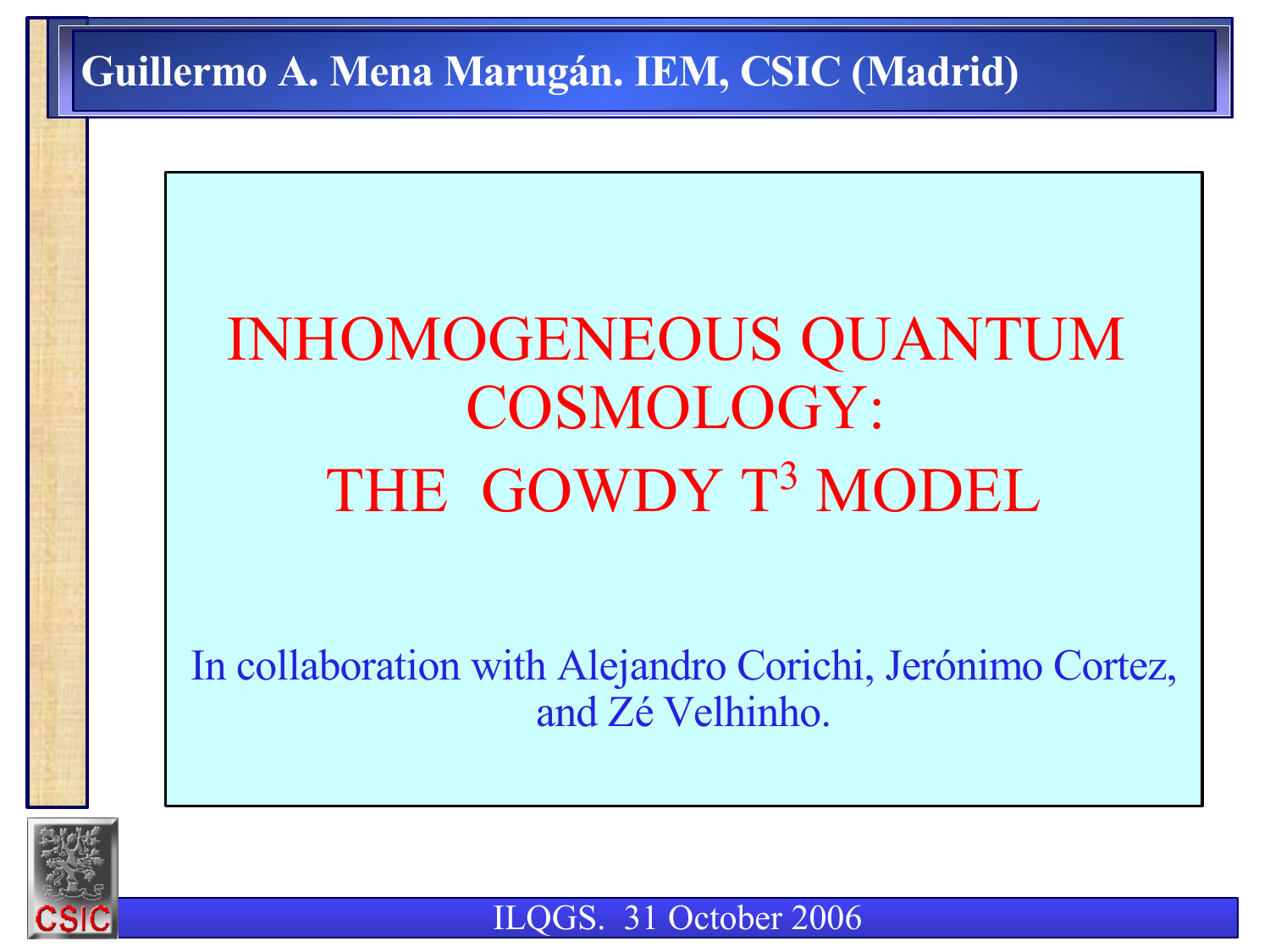Guillermo A. Mena Marugán. IEM, CSIC (Madrid)

# INHOMOGENEOUS QUANTUM COSMOLOGY: THE GOWDY $T^3$ MODEL

In collaboration with Alejandro Corichi, Jerónimo Cortez, and Zé Velhinho.

ILQGS. 31 October 2006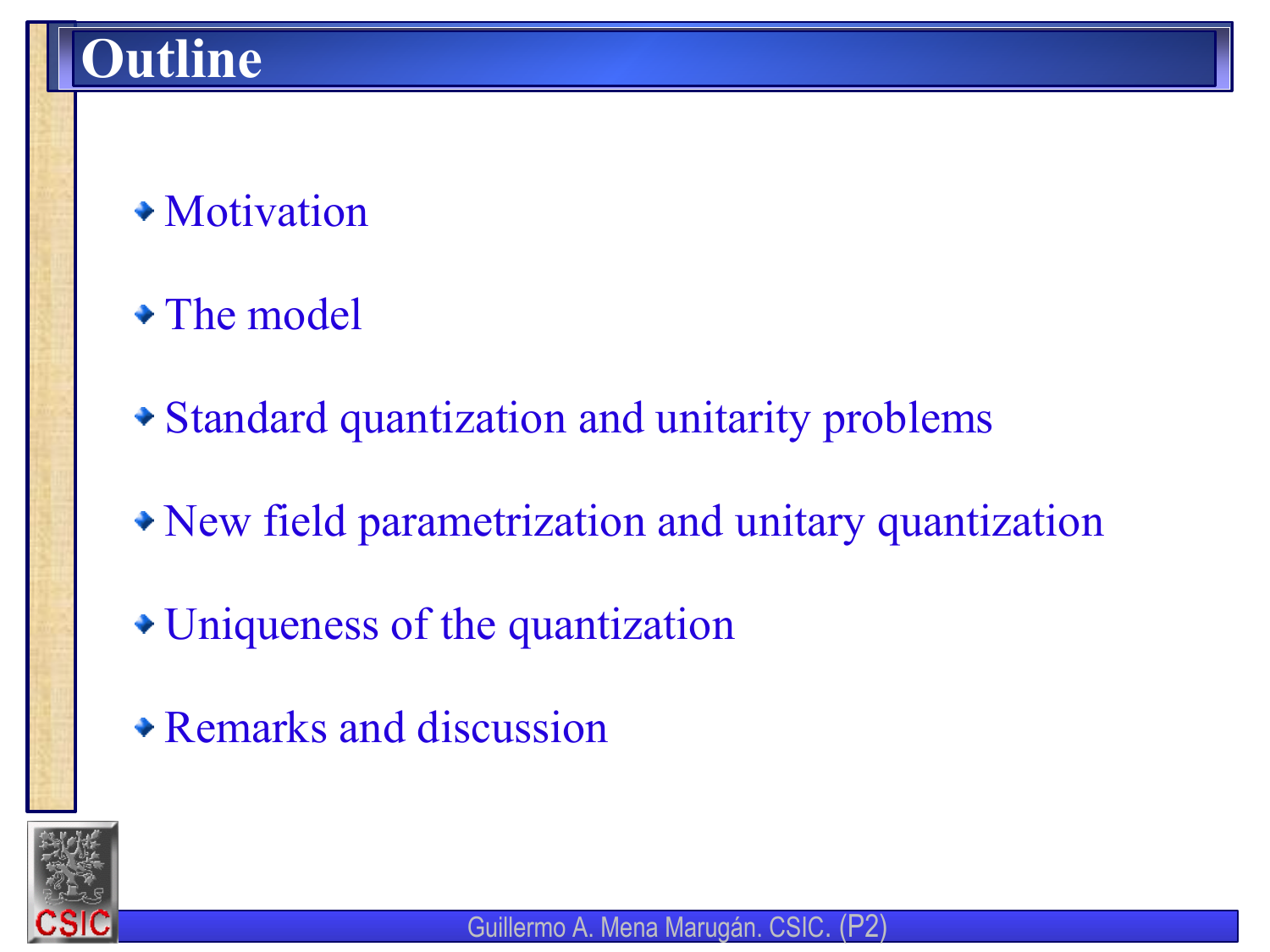# Outline

- Motivation
- The model
- Standard quantization and unitarity problems
- New field parametrization and unitary quantization
- Uniqueness of the quantization
- Remarks and discussion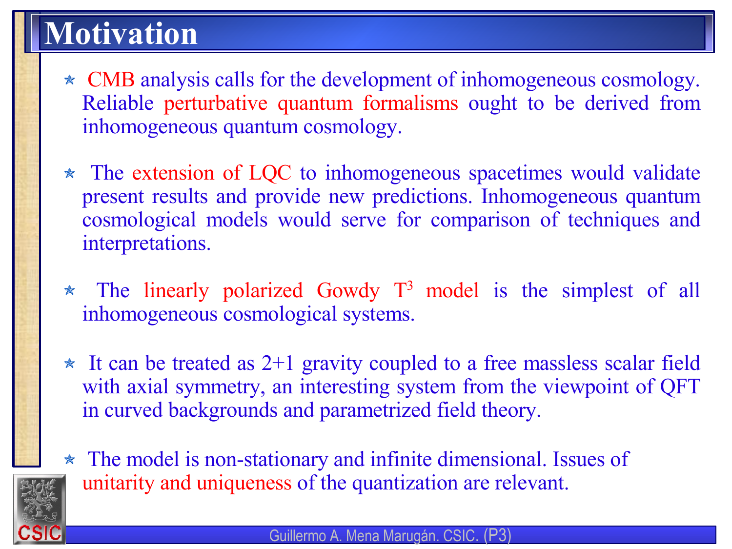# Motivation

- CMB analysis calls for the development of inhomogeneous cosmology. Reliable perturbative quantum formalisms ought to be derived from inhomogeneous quantum cosmology.

- The extension of LQC to inhomogeneous spacetimes would validate present results and provide new predictions. Inhomogeneous quantum cosmological models would serve for comparison of techniques and interpretations.

- The linearly polarized Gowdy $T^3$ model is the simplest of all inhomogeneous cosmological systems.

- It can be treated as 2+1 gravity coupled to a free massless scalar field with axial symmetry, an interesting system from the viewpoint of QFT in curved backgrounds and parametrized field theory.

- The model is non-stationary and infinite dimensional. Issues of unitarity and uniqueness of the quantization are relevant.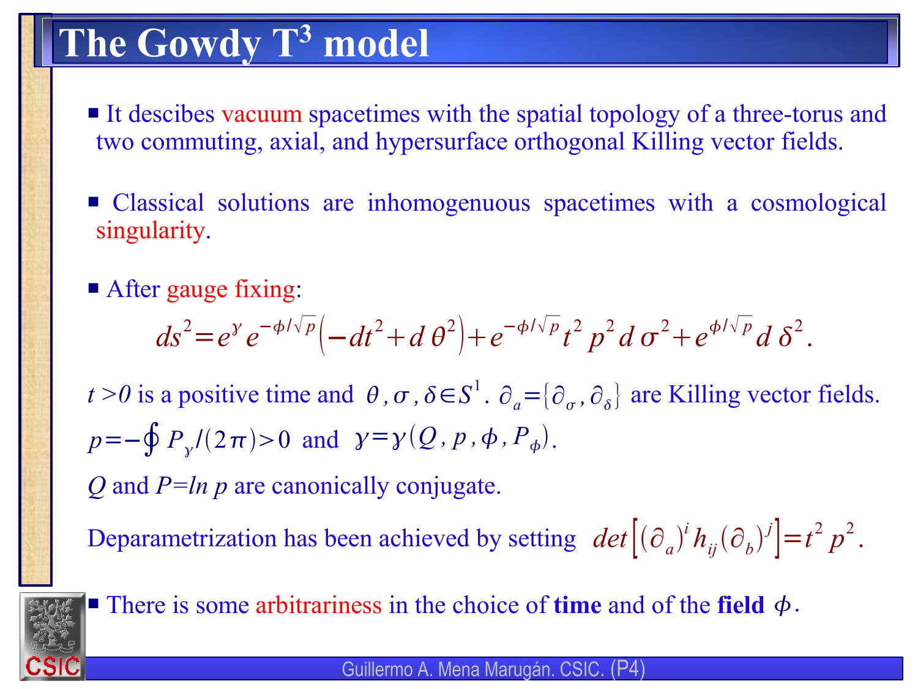# The Gowdy $T^3$ model

- It descibes vacuum spacetimes with the spatial topology of a three-torus and two commuting, axial, and hypersurface orthogonal Killing vector fields.

- Classical solutions are inhomogenuous spacetimes with a cosmological singularity.

- After gauge fixing:

$$ds^2 = e^{\gamma} e^{-\phi/\sqrt{p}} \left(-dt^2 + d\theta^2\right) + e^{-\phi/\sqrt{p}} t^2 p^2 d\sigma^2 + e^{\phi/\sqrt{p}} d\delta^2.$$

$t>0$ is a positive time and $\theta, \sigma, \delta \in S^1$. $\partial_a = \{\partial_\sigma, \partial_\delta\}$ are Killing vector fields.

$p = -\oint P_\gamma / (2\pi) > 0$ and $\gamma = \gamma(Q, p, \phi, P_\phi)$.

$Q$ and $P = \ln p$ are canonically conjugate.

Deparametrization has been achieved by setting $det\left[(\partial_a)^i h_{ij} (\partial_b)^j\right] = t^2 p^2$.

- There is some arbitrariness in the choice of **time** and of the **field** $\phi$.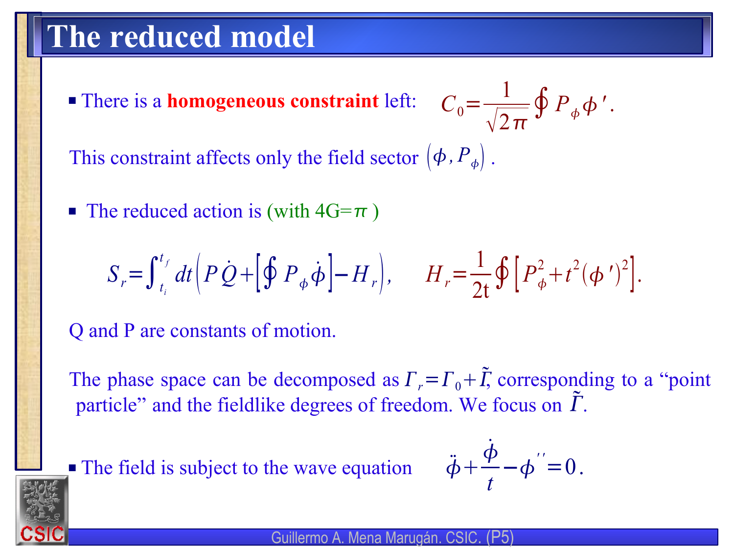# The reduced model

- There is a **homogeneous constraint** left: $C_0 = \frac{1}{\sqrt{2\pi}} \oint P_\phi \phi' .$

This constraint affects only the field sector $(\phi, P_\phi)$ .

- The reduced action is (with $4G=\pi$ )

$$S_r = \int_{t_i}^{t_f} dt \left( P\dot{Q} + \left[ \oint P_\phi \dot{\phi} \right] - H_r \right), \qquad H_r = \frac{1}{2t} \oint \left[ P_\phi^2 + t^2 (\phi')^2 \right].$$

Q and P are constants of motion.

The phase space can be decomposed as $\Gamma_r = \Gamma_0 + \tilde{\Gamma}$, corresponding to a "point particle" and the fieldlike degrees of freedom. We focus on $\tilde{\Gamma}$.

- The field is subject to the wave equation $\ddot{\phi} + \frac{\dot{\phi}}{t} - \phi'' = 0 .$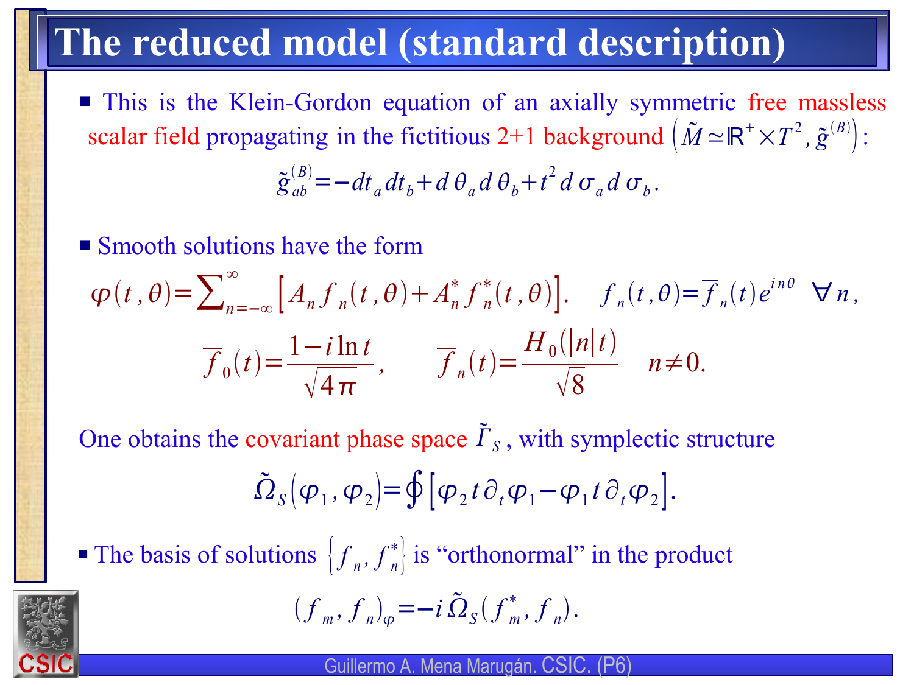# The reduced model (standard description)

- This is the Klein-Gordon equation of an axially symmetric free massless scalar field propagating in the fictitious 2+1 background $\left(\tilde{M} \simeq \mathbb{R}^{+} \times T^{2}, \tilde{g}^{(B)}\right)$:

$$\tilde{g}_{ab}^{(B)} = -dt_a dt_b + d\theta_a d\theta_b + t^2 d\sigma_a d\sigma_b .$$

- Smooth solutions have the form

$$\varphi(t,\theta) = \sum_{n=-\infty}^{\infty} \left[ A_n f_n(t,\theta) + A_n^* f_n^*(t,\theta) \right]. \quad f_n(t,\theta) = \overline{f}_n(t) e^{in\theta} \quad \forall n,$$

$$\overline{f}_0(t) = \frac{1 - i \ln t}{\sqrt{4\pi}}, \qquad \overline{f}_n(t) = \frac{H_0(|n| t)}{\sqrt{8}} \quad n \neq 0.$$

One obtains the covariant phase space $\tilde{\Gamma}_S$, with symplectic structure

$$\tilde{\Omega}_S(\varphi_1, \varphi_2) = \oint \left[ \varphi_2 t \partial_t \varphi_1 - \varphi_1 t \partial_t \varphi_2 \right].$$

- The basis of solutions $\left\{ f_n, f_n^* \right\}$ is "orthonormal" in the product

$$(f_m, f_n)_{\varphi} = -i \tilde{\Omega}_S(f_m^*, f_n).$$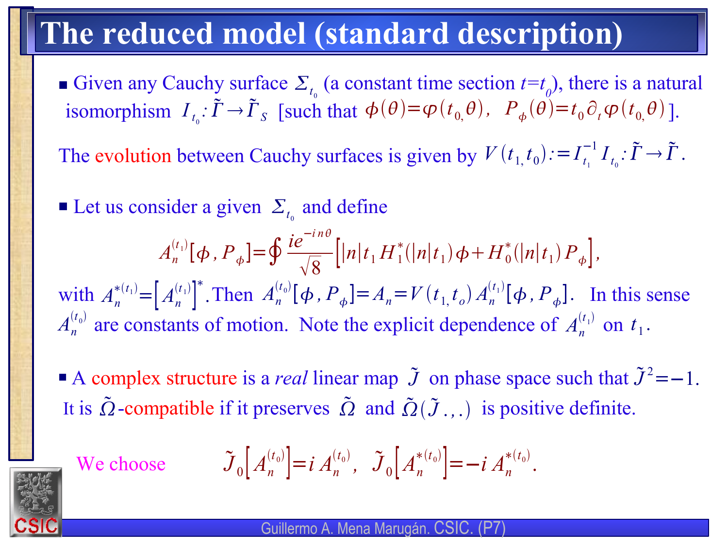# The reduced model (standard description)

- Given any Cauchy surface $\Sigma_{t_0}$ (a constant time section $t=t_0$), there is a natural isomorphism $I_{t_0}: \tilde{\Gamma} \rightarrow \tilde{\Gamma}_S$ [such that $\phi(\theta)=\varphi(t_0,\theta)$, $P_\phi(\theta)=t_0 \partial_t \varphi(t_0,\theta)$].

The evolution between Cauchy surfaces is given by $V(t_1,t_0):=I_{t_1}^{-1} I_{t_0}: \tilde{\Gamma} \rightarrow \tilde{\Gamma}$.

- Let us consider a given $\Sigma_{t_0}$ and define

$$A_n^{(t_1)}[\phi, P_\phi] = \oint \frac{ie^{-in\theta}}{\sqrt{8}} \left[ |n| t_1 H_1^*(|n| t_1) \phi + H_0^*(|n| t_1) P_\phi \right],$$

with $A_n^{*(t_1)} = \left[ A_n^{(t_1)} \right]^*$. Then $A_n^{(t_0)}[\phi, P_\phi] = A_n = V(t_1, t_o) A_n^{(t_1)}[\phi, P_\phi]$. In this sense $A_n^{(t_0)}$ are constants of motion. Note the explicit dependence of $A_n^{(t_1)}$ on $t_1$.

- A complex structure is a *real* linear map $\tilde{J}$ on phase space such that $\tilde{J}^2=-1$. It is $\tilde{\Omega}$-compatible if it preserves $\tilde{\Omega}$ and $\tilde{\Omega}(\tilde{J}\,\cdot,\cdot)$ is positive definite.

We choose $\quad \tilde{J}_0\left[A_n^{(t_0)}\right] = i A_n^{(t_0)}, \quad \tilde{J}_0\left[A_n^{*(t_0)}\right] = -i A_n^{*(t_0)}.$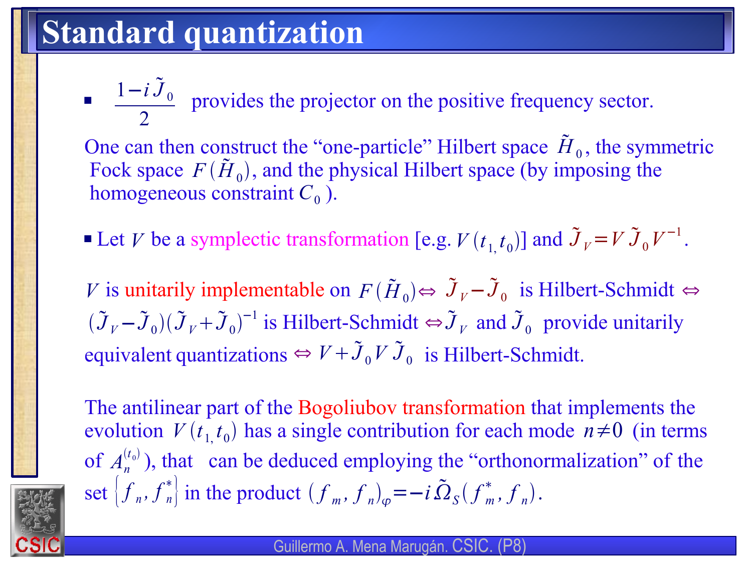# Standard quantization

- $\frac{1-i\tilde{J}_0}{2}$ provides the projector on the positive frequency sector.

One can then construct the "one-particle" Hilbert space $\tilde{H}_0$, the symmetric Fock space $F(\tilde{H}_0)$, and the physical Hilbert space (by imposing the homogeneous constraint $C_0$ ).

- Let $V$ be a symplectic transformation [e.g. $V(t_1, t_0)$] and $\tilde{J}_V = V\tilde{J}_0 V^{-1}$.

$V$ is unitarily implementable on $F(\tilde{H}_0) \Leftrightarrow$ $\tilde{J}_V - \tilde{J}_0$ is Hilbert-Schmidt $\Leftrightarrow$ $(\tilde{J}_V - \tilde{J}_0)(\tilde{J}_V + \tilde{J}_0)^{-1}$ is Hilbert-Schmidt $\Leftrightarrow \tilde{J}_V$ and $\tilde{J}_0$ provide unitarily equivalent quantizations $\Leftrightarrow V + \tilde{J}_0 V \tilde{J}_0$ is Hilbert-Schmidt.

The antilinear part of the Bogoliubov transformation that implements the evolution $V(t_1, t_0)$ has a single contribution for each mode $n \neq 0$ (in terms of $A_n^{(t_0)}$), that can be deduced employing the "orthonormalization" of the set $\{f_n, f_n^*\}$ in the product $(f_m, f_n)_\varphi = -i\tilde{\Omega}_S(f_m^*, f_n)$.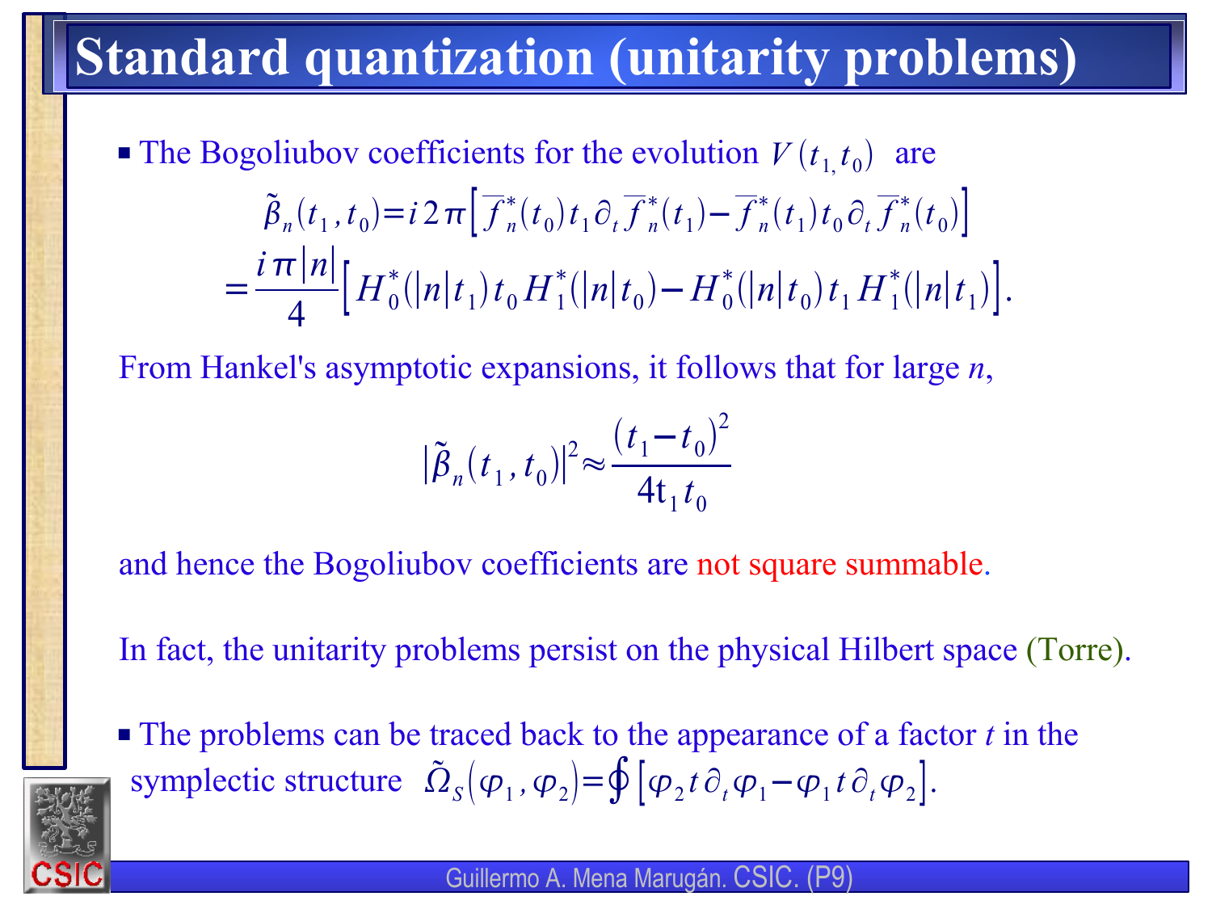# Standard quantization (unitarity problems)

- The Bogoliubov coefficients for the evolution $V(t_1, t_0)$ are

$$\tilde{\beta}_n(t_1, t_0) = i\,2\pi\left[\overline{f}_n^*(t_0)\, t_1 \partial_t \overline{f}_n^*(t_1) - \overline{f}_n^*(t_1)\, t_0 \partial_t \overline{f}_n^*(t_0)\right]$$

$$= \frac{i\pi|n|}{4}\left[H_0^*(|n|t_1)\, t_0\, H_1^*(|n|t_0) - H_0^*(|n|t_0)\, t_1\, H_1^*(|n|t_1)\right].$$

From Hankel's asymptotic expansions, it follows that for large $n$,

$$|\tilde{\beta}_n(t_1, t_0)|^2 \approx \frac{(t_1 - t_0)^2}{4 t_1 t_0}$$

and hence the Bogoliubov coefficients are not square summable.

In fact, the unitarity problems persist on the physical Hilbert space (Torre).

- The problems can be traced back to the appearance of a factor $t$ in the symplectic structure $\tilde{\Omega}_S(\varphi_1, \varphi_2) = \oint\left[\varphi_2\, t\, \partial_t \varphi_1 - \varphi_1\, t\, \partial_t \varphi_2\right]$.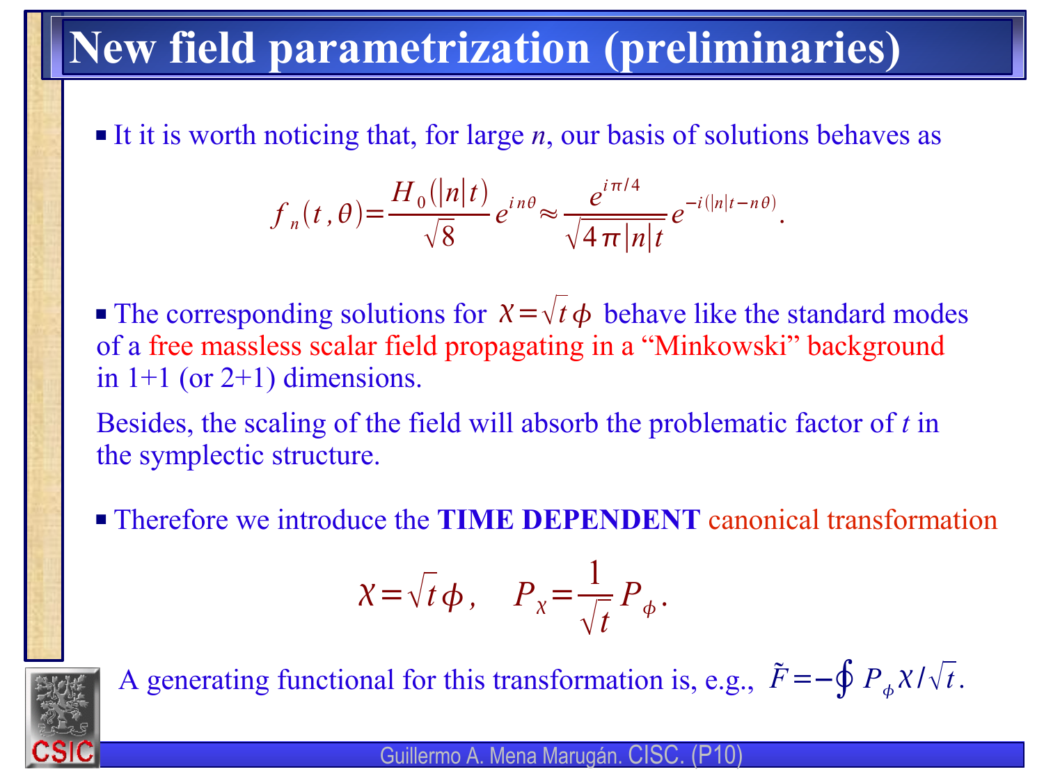# New field parametrization (preliminaries)

- It it is worth noticing that, for large $n$, our basis of solutions behaves as

$$f_n(t,\theta)=\frac{H_0(|n|t)}{\sqrt{8}}e^{in\theta}\approx\frac{e^{i\pi/4}}{\sqrt{4\pi|n|t}}e^{-i(|n|t-n\theta)}.$$

- The corresponding solutions for $\chi=\sqrt{t}\,\phi$ behave like the standard modes of a free massless scalar field propagating in a "Minkowski" background in 1+1 (or 2+1) dimensions.

  Besides, the scaling of the field will absorb the problematic factor of $t$ in the symplectic structure.

- Therefore we introduce the **TIME DEPENDENT** canonical transformation

$$\chi=\sqrt{t}\,\phi,\quad P_\chi=\frac{1}{\sqrt{t}}P_\phi.$$

A generating functional for this transformation is, e.g., $\tilde{F}=-\oint P_\phi\chi/\sqrt{t}.$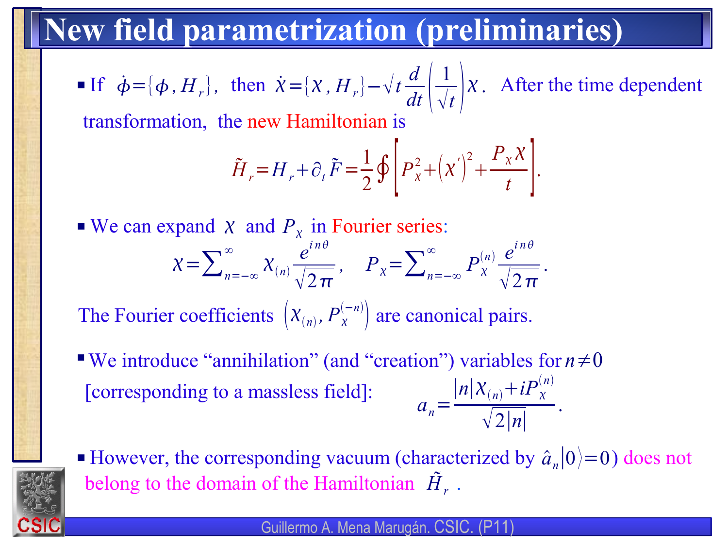# New field parametrization (preliminaries)

- If $\dot{\phi}=\{\phi, H_r\}$, then $\dot{\chi}=\{\chi, H_r\}-\sqrt{t}\,\frac{d}{dt}\left(\frac{1}{\sqrt{t}}\right)\chi$. After the time dependent transformation, the new Hamiltonian is

$$\tilde{H}_r=H_r+\partial_t\tilde{F}=\frac{1}{2}\oint\left[P_\chi^2+\left(\chi'\right)^2+\frac{P_\chi\chi}{t}\right].$$

- We can expand $\chi$ and $P_\chi$ in Fourier series:

$$\chi=\sum_{n=-\infty}^{\infty}\chi_{(n)}\frac{e^{in\theta}}{\sqrt{2\pi}},\quad P_\chi=\sum_{n=-\infty}^{\infty}P_\chi^{(n)}\frac{e^{in\theta}}{\sqrt{2\pi}}.$$

The Fourier coefficients $\left(\chi_{(n)}, P_\chi^{(-n)}\right)$ are canonical pairs.

- We introduce "annihilation" (and "creation") variables for $n\neq 0$ [corresponding to a massless field]:

$$a_n=\frac{|n|\chi_{(n)}+iP_\chi^{(n)}}{\sqrt{2|n|}}.$$

- However, the corresponding vacuum (characterized by $\hat{a}_n|0\rangle=0$) does not belong to the domain of the Hamiltonian $\tilde{H}_r$.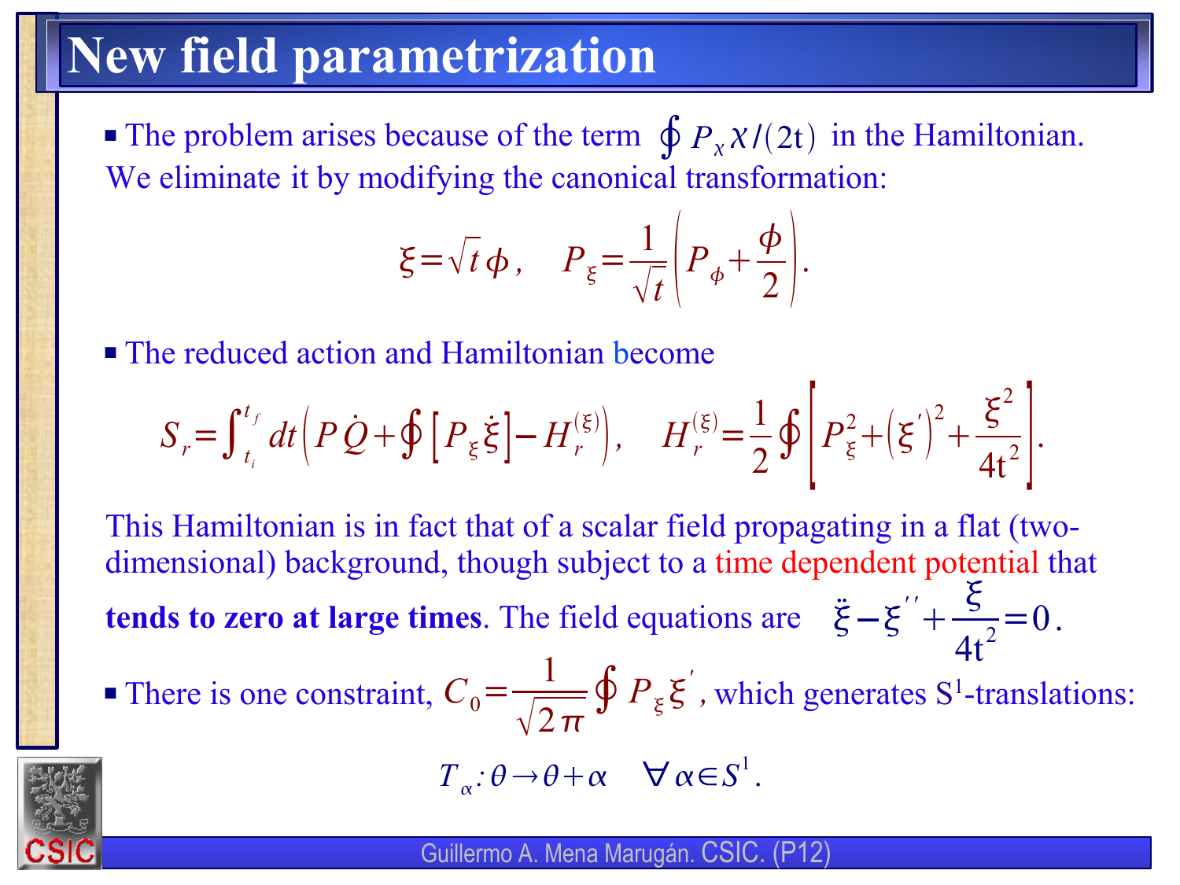# New field parametrization

- The problem arises because of the term $\oint P_\chi \chi/(2t)$ in the Hamiltonian.

We eliminate it by modifying the canonical transformation:

$$\xi = \sqrt{t}\,\phi, \quad P_\xi = \frac{1}{\sqrt{t}}\left(P_\phi + \frac{\phi}{2}\right).$$

- The reduced action and Hamiltonian become

$$S_r = \int_{t_i}^{t_f} dt \left( P\dot{Q} + \oint \left[ P_\xi \dot{\xi} \right] - H_r^{(\xi)} \right), \quad H_r^{(\xi)} = \frac{1}{2}\oint \left[ P_\xi^2 + \left(\xi'\right)^2 + \frac{\xi^2}{4t^2} \right].$$

This Hamiltonian is in fact that of a scalar field propagating in a flat (two-dimensional) background, though subject to a time dependent potential that **tends to zero at large times**. The field equations are $\ddot{\xi} - \xi'' + \frac{\xi}{4t^2} = 0.$

- There is one constraint, $C_0 = \frac{1}{\sqrt{2\pi}} \oint P_\xi \xi'$, which generates $S^1$-translations:

$$T_\alpha : \theta \rightarrow \theta + \alpha \quad \forall \alpha \in S^1.$$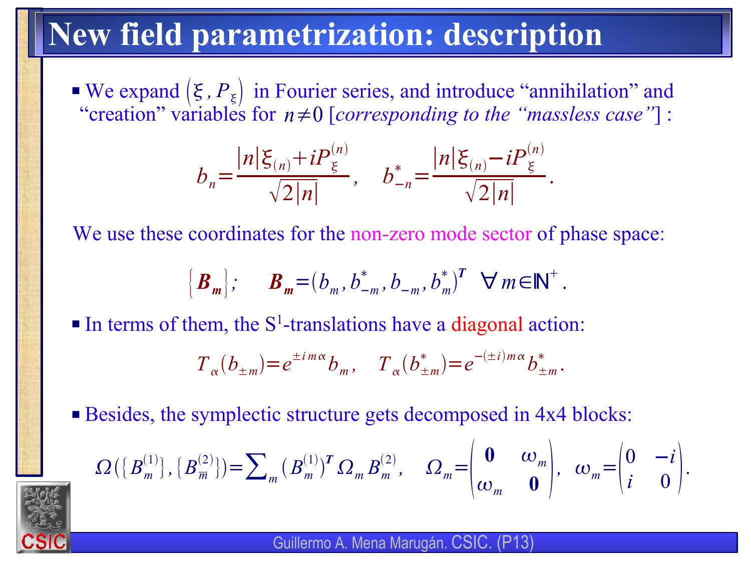# New field parametrization: description

- We expand $\left(\xi, P_\xi\right)$ in Fourier series, and introduce "annihilation" and "creation" variables for $n \neq 0$ [*corresponding to the "massless case"*] :

$$b_n = \frac{|n|\xi_{(n)} + iP_\xi^{(n)}}{\sqrt{2|n|}}, \quad b_{-n}^* = \frac{|n|\xi_{(n)} - iP_\xi^{(n)}}{\sqrt{2|n|}}.$$

We use these coordinates for the non-zero mode sector of phase space:

$$\{\boldsymbol{B_m}\}; \quad \boldsymbol{B_m} = (b_m, b_{-m}^*, b_{-m}, b_m^*)^{\boldsymbol{T}} \quad \forall\, m \in \mathbb{N}^+.$$

- In terms of them, the $S^1$-translations have a diagonal action:

$$T_\alpha(b_{\pm m}) = e^{\pm i m \alpha} b_m, \quad T_\alpha(b_{\pm m}^*) = e^{-(\pm i) m \alpha} b_{\pm m}^*.$$

- Besides, the symplectic structure gets decomposed in 4x4 blocks:

$$\Omega(\{B_m^{(1)}\}, \{B_{\bar{m}}^{(2)}\}) = \sum_m (B_m^{(1)})^{\boldsymbol{T}} \Omega_m B_m^{(2)}, \quad \Omega_m = \begin{pmatrix} \mathbf{0} & \omega_m \\ \omega_m & \mathbf{0} \end{pmatrix}, \ \omega_m = \begin{pmatrix} 0 & -i \\ i & 0 \end{pmatrix}.$$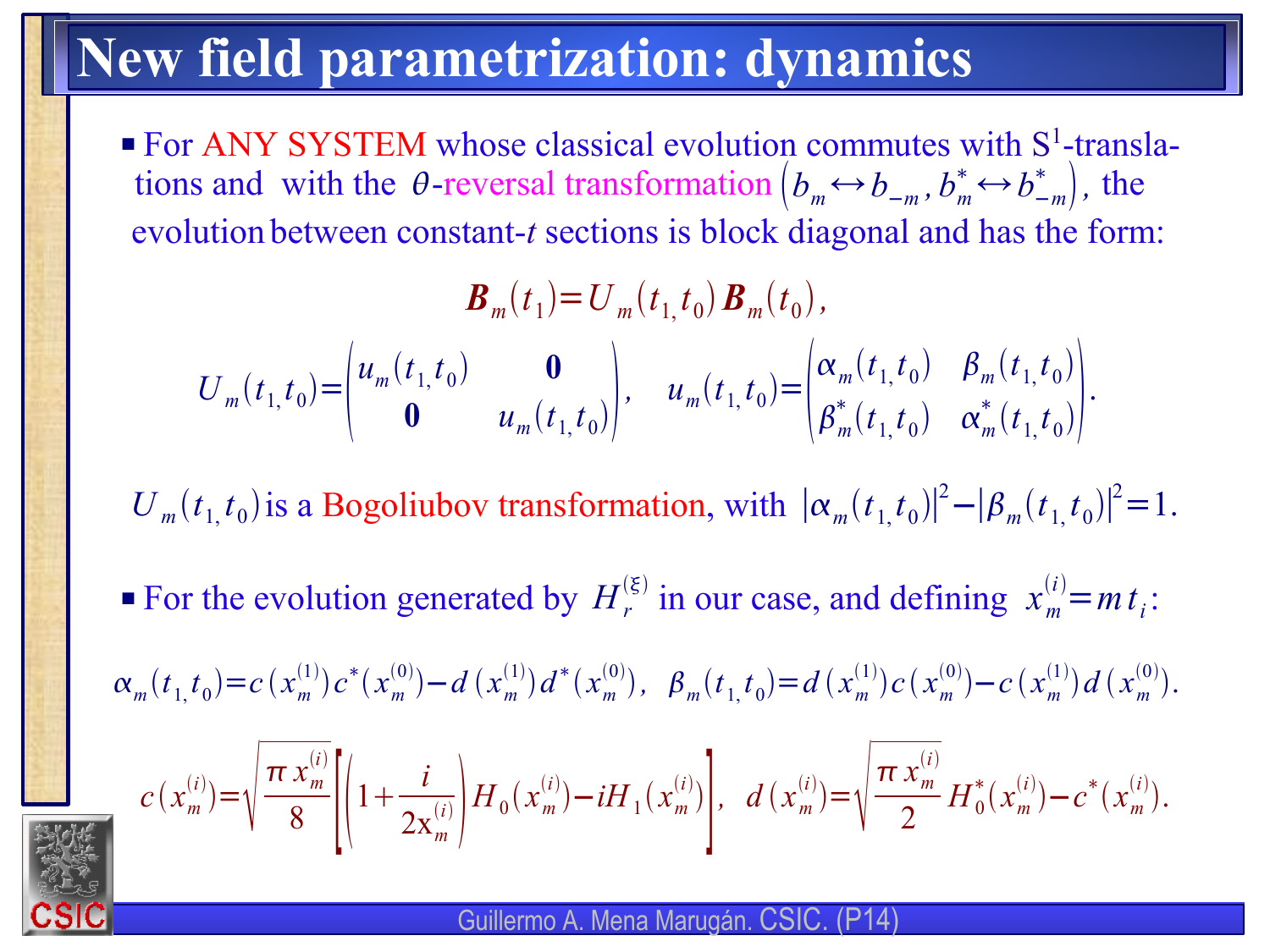# New field parametrization: dynamics

- For ANY SYSTEM whose classical evolution commutes with $S^1$-translations and with the $\theta$-reversal transformation $\left(b_m \leftrightarrow b_{-m}, b^*_m \leftrightarrow b^*_{-m}\right)$, the evolution between constant-$t$ sections is block diagonal and has the form:

$$\boldsymbol{B}_m(t_1) = U_m(t_1, t_0)\,\boldsymbol{B}_m(t_0),$$

$$U_m(t_1,t_0) = \begin{pmatrix} u_m(t_1,t_0) & \mathbf{0} \\ \mathbf{0} & u_m(t_1,t_0) \end{pmatrix}, \quad u_m(t_1,t_0) = \begin{pmatrix} \alpha_m(t_1,t_0) & \beta_m(t_1,t_0) \\ \beta^*_m(t_1,t_0) & \alpha^*_m(t_1,t_0) \end{pmatrix}.$$

$U_m(t_1,t_0)$ is a Bogoliubov transformation, with $|\alpha_m(t_1,t_0)|^2 - |\beta_m(t_1,t_0)|^2 = 1.$

- For the evolution generated by $H_r^{(\xi)}$ in our case, and defining $x_m^{(i)} = m\,t_i$:

$$\alpha_m(t_1,t_0) = c(x_m^{(1)})\,c^*(x_m^{(0)}) - d(x_m^{(1)})\,d^*(x_m^{(0)}), \quad \beta_m(t_1,t_0) = d(x_m^{(1)})\,c(x_m^{(0)}) - c(x_m^{(1)})\,d(x_m^{(0)}).$$

$$c(x_m^{(i)}) = \sqrt{\frac{\pi x_m^{(i)}}{8}}\left[\left(1 + \frac{i}{2x_m^{(i)}}\right)H_0(x_m^{(i)}) - iH_1(x_m^{(i)})\right], \quad d(x_m^{(i)}) = \sqrt{\frac{\pi x_m^{(i)}}{2}}\,H_0^*(x_m^{(i)}) - c^*(x_m^{(i)}).$$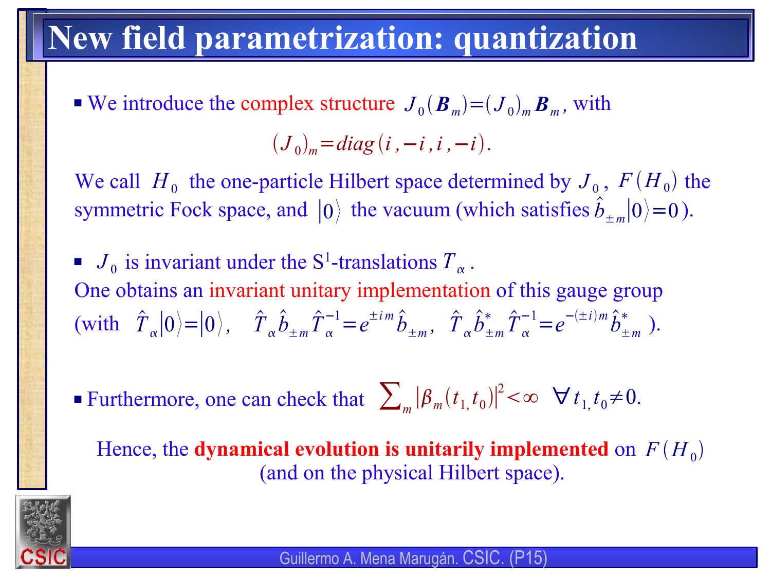# New field parametrization: quantization

- We introduce the complex structure $J_0(\boldsymbol{B}_m) = (J_0)_m \boldsymbol{B}_m$, with

$$(J_0)_m = diag(i, -i, i, -i).$$

We call $H_0$ the one-particle Hilbert space determined by $J_0$, $F(H_0)$ the symmetric Fock space, and $|0\rangle$ the vacuum (which satisfies $\hat{b}_{\pm m}|0\rangle = 0$).

- $J_0$ is invariant under the S[1]-translations $T_\alpha$.

One obtains an invariant unitary implementation of this gauge group (with $\hat{T}_\alpha|0\rangle = |0\rangle$, $\hat{T}_\alpha \hat{b}_{\pm m} \hat{T}_\alpha^{-1} = e^{\pm i m} \hat{b}_{\pm m}$, $\hat{T}_\alpha \hat{b}^*_{\pm m} \hat{T}_\alpha^{-1} = e^{-(\pm i) m} \hat{b}^*_{\pm m}$ ).

- Furthermore, one can check that $\sum_m |\beta_m(t_1, t_0)|^2 < \infty \;\; \forall\, t_1, t_0 \neq 0.$

Hence, the **dynamical evolution is unitarily implemented** on $F(H_0)$ (and on the physical Hilbert space).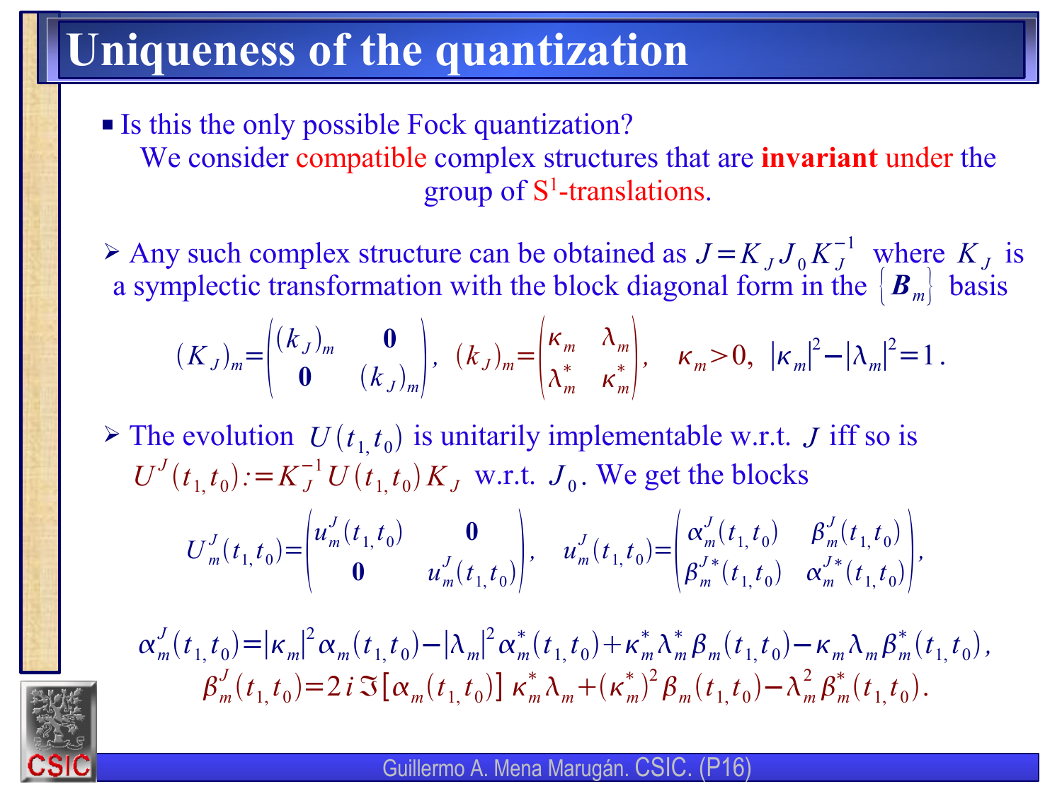# Uniqueness of the quantization

- Is this the only possible Fock quantization?

  We consider compatible complex structures that are **invariant** under the group of $S^1$-translations.

- Any such complex structure can be obtained as $J = K_J J_0 K_J^{-1}$ where $K_J$ is a symplectic transformation with the block diagonal form in the $\{\boldsymbol{B}_m\}$ basis

$$(K_J)_m = \begin{pmatrix} (k_J)_m & \mathbf{0} \\ \mathbf{0} & (k_J)_m \end{pmatrix}, \quad (k_J)_m = \begin{pmatrix} \kappa_m & \lambda_m \\ \lambda_m^* & \kappa_m^* \end{pmatrix}, \quad \kappa_m > 0, \ |\kappa_m|^2 - |\lambda_m|^2 = 1 .$$

- The evolution $U(t_1, t_0)$ is unitarily implementable w.r.t. $J$ iff so is $U^J(t_1, t_0) := K_J^{-1} U(t_1, t_0) K_J$ w.r.t. $J_0$. We get the blocks

$$U_m^J(t_1, t_0) = \begin{pmatrix} u_m^J(t_1, t_0) & \mathbf{0} \\ \mathbf{0} & u_m^J(t_1, t_0) \end{pmatrix}, \quad u_m^J(t_1, t_0) = \begin{pmatrix} \alpha_m^J(t_1, t_0) & \beta_m^J(t_1, t_0) \\ \beta_m^{J*}(t_1, t_0) & \alpha_m^{J*}(t_1, t_0) \end{pmatrix},$$

$$\alpha_m^J(t_1, t_0) = |\kappa_m|^2 \alpha_m(t_1, t_0) - |\lambda_m|^2 \alpha_m^*(t_1, t_0) + \kappa_m^* \lambda_m^* \beta_m(t_1, t_0) - \kappa_m \lambda_m \beta_m^*(t_1, t_0),$$

$$\beta_m^J(t_1, t_0) = 2i\,\Im[\alpha_m(t_1, t_0)]\, \kappa_m^* \lambda_m + (\kappa_m^*)^2 \beta_m(t_1, t_0) - \lambda_m^2 \beta_m^*(t_1, t_0).$$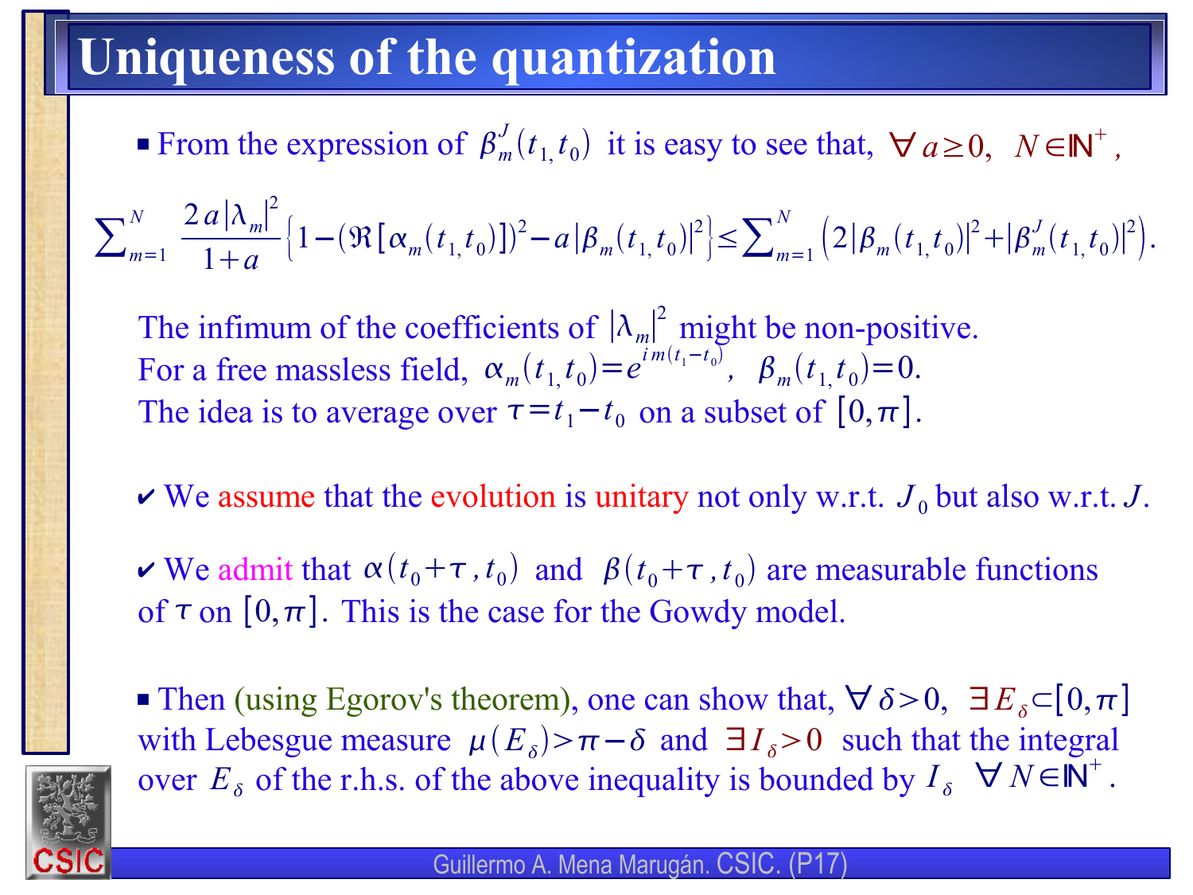# Uniqueness of the quantization

- From the expression of $\beta^J_m(t_1, t_0)$ it is easy to see that, $\forall\, a \geq 0,\;\; N \in \mathbb{N}^+$,

$$\sum_{m=1}^{N} \frac{2a|\lambda_m|^2}{1+a}\left\{1-(\Re[\alpha_m(t_1, t_0)])^2 - a|\beta_m(t_1, t_0)|^2\right\} \leq \sum_{m=1}^{N}\left(2|\beta_m(t_1, t_0)|^2 + |\beta^J_m(t_1, t_0)|^2\right).$$

The infimum of the coefficients of $|\lambda_m|^2$ might be non-positive.
For a free massless field, $\alpha_m(t_1, t_0) = e^{im(t_1 - t_0)},\;\; \beta_m(t_1, t_0) = 0.$
The idea is to average over $\tau = t_1 - t_0$ on a subset of $[0, \pi]$.

✔ We assume that the evolution is unitary not only w.r.t. $J_0$ but also w.r.t. $J$.

✔ We admit that $\alpha(t_0+\tau, t_0)$ and $\beta(t_0+\tau, t_0)$ are measurable functions of $\tau$ on $[0, \pi]$. This is the case for the Gowdy model.

- Then (using Egorov's theorem), one can show that, $\forall\, \delta > 0,\;\; \exists\, E_\delta \subset [0, \pi]$ with Lebesgue measure $\mu(E_\delta) > \pi - \delta$ and $\exists\, I_\delta > 0$ such that the integral over $E_\delta$ of the r.h.s. of the above inequality is bounded by $I_\delta\;\; \forall\, N \in \mathbb{N}^+$.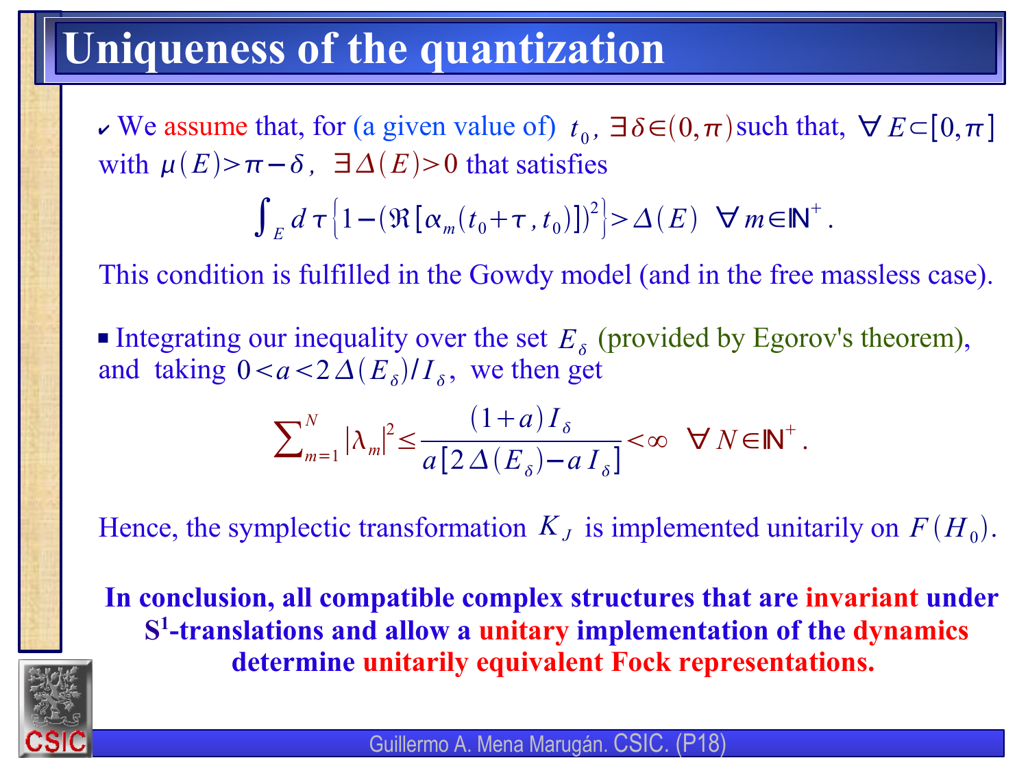# Uniqueness of the quantization

- We assume that, for (a given value of) $t_0$, $\exists \delta \in (0,\pi)$ such that, $\forall E \subset [0,\pi]$ with $\mu(E) > \pi - \delta$, $\exists \Delta(E) > 0$ that satisfies

$$\int_E d\tau \left\{1 - (\Re[\alpha_m(t_0+\tau, t_0)])^2\right\} > \Delta(E) \quad \forall m \in \mathbb{N}^+ .$$

This condition is fulfilled in the Gowdy model (and in the free massless case).

- Integrating our inequality over the set $E_\delta$ (provided by Egorov's theorem), and taking $0 < a < 2\Delta(E_\delta)/I_\delta$, we then get

$$\sum_{m=1}^{N} |\lambda_m|^2 \leq \frac{(1+a)\, I_\delta}{a[2\Delta(E_\delta) - a\, I_\delta]} < \infty \quad \forall N \in \mathbb{N}^+ .$$

Hence, the symplectic transformation $K_J$ is implemented unitarily on $F(H_0)$.

**In conclusion, all compatible complex structures that are invariant under $S^1$-translations and allow a unitary implementation of the dynamics determine unitarily equivalent Fock representations.**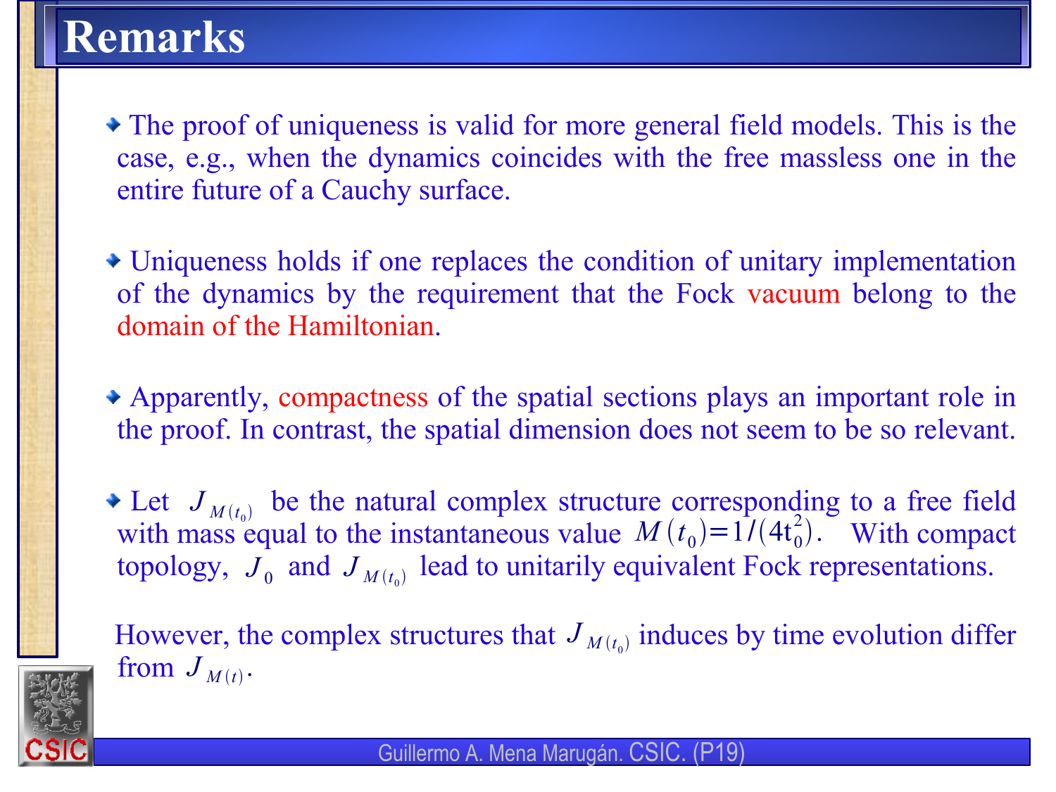# Remarks

- The proof of uniqueness is valid for more general field models. This is the case, e.g., when the dynamics coincides with the free massless one in the entire future of a Cauchy surface.

- Uniqueness holds if one replaces the condition of unitary implementation of the dynamics by the requirement that the Fock vacuum belong to the domain of the Hamiltonian.

- Apparently, compactness of the spatial sections plays an important role in the proof. In contrast, the spatial dimension does not seem to be so relevant.

- Let $J_{M(t_0)}$ be the natural complex structure corresponding to a free field with mass equal to the instantaneous value $M(t_0)=1/(4t_0^2)$. With compact topology, $J_0$ and $J_{M(t_0)}$ lead to unitarily equivalent Fock representations.

  However, the complex structures that $J_{M(t_0)}$ induces by time evolution differ from $J_{M(t)}$.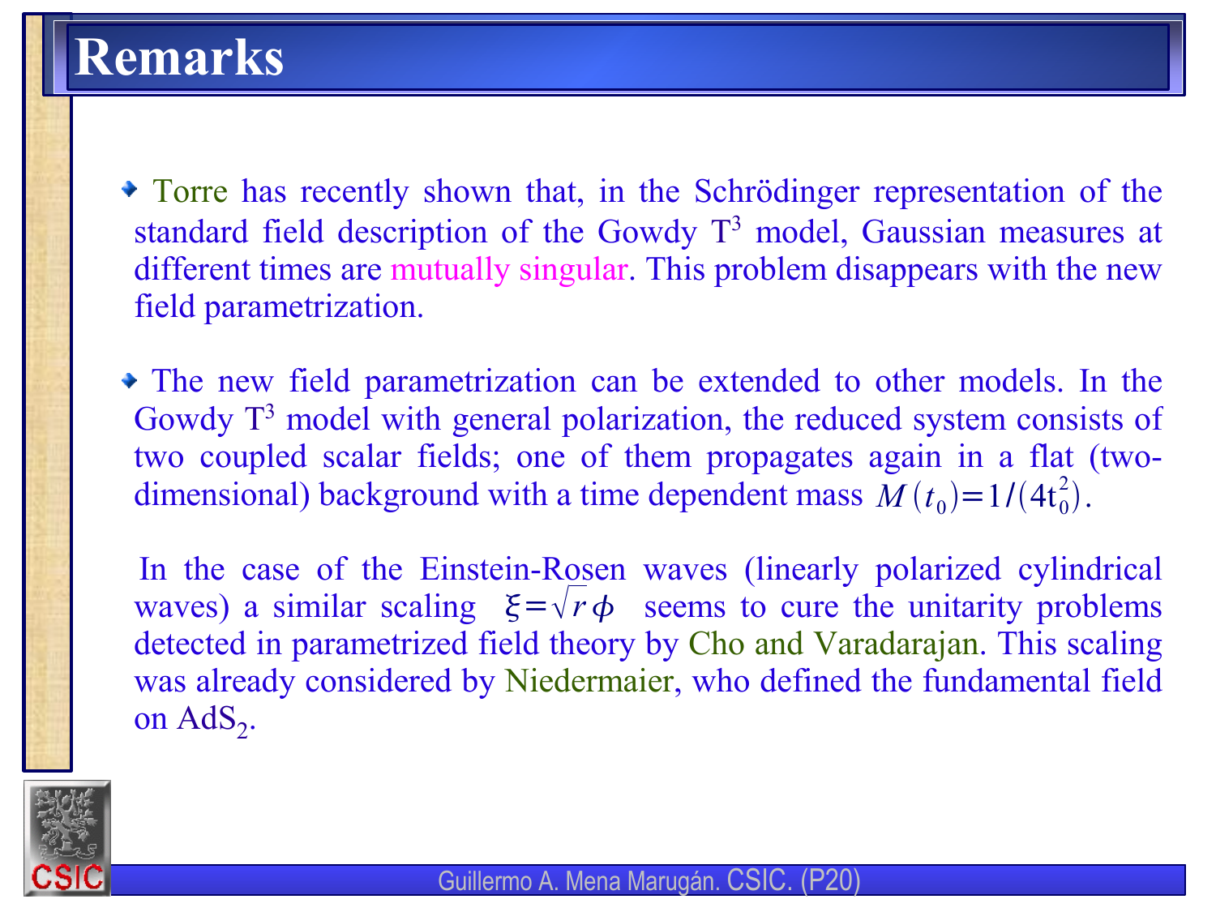# Remarks

- Torre has recently shown that, in the Schrödinger representation of the standard field description of the Gowdy $T^3$ model, Gaussian measures at different times are mutually singular. This problem disappears with the new field parametrization.

- The new field parametrization can be extended to other models. In the Gowdy $T^3$ model with general polarization, the reduced system consists of two coupled scalar fields; one of them propagates again in a flat (two-dimensional) background with a time dependent mass $M(t_0)=1/(4t_0^2)$.

  In the case of the Einstein-Rosen waves (linearly polarized cylindrical waves) a similar scaling $\xi=\sqrt{r}\,\phi$ seems to cure the unitarity problems detected in parametrized field theory by Cho and Varadarajan. This scaling was already considered by Niedermaier, who defined the fundamental field on $AdS_2$.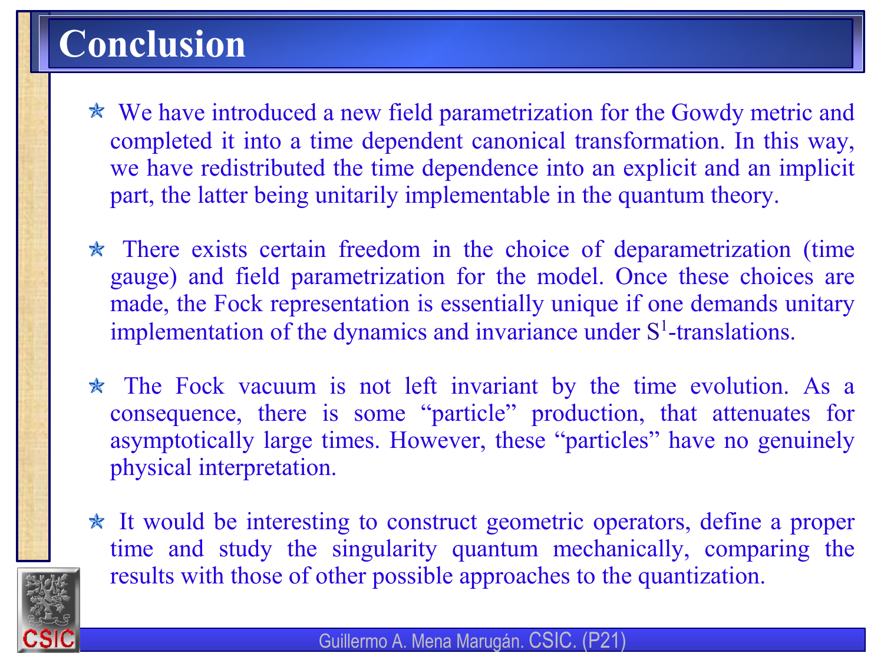# Conclusion

- We have introduced a new field parametrization for the Gowdy metric and completed it into a time dependent canonical transformation. In this way, we have redistributed the time dependence into an explicit and an implicit part, the latter being unitarily implementable in the quantum theory.

- There exists certain freedom in the choice of deparametrization (time gauge) and field parametrization for the model. Once these choices are made, the Fock representation is essentially unique if one demands unitary implementation of the dynamics and invariance under $S^1$-translations.

- The Fock vacuum is not left invariant by the time evolution. As a consequence, there is some "particle" production, that attenuates for asymptotically large times. However, these "particles" have no genuinely physical interpretation.

- It would be interesting to construct geometric operators, define a proper time and study the singularity quantum mechanically, comparing the results with those of other possible approaches to the quantization.